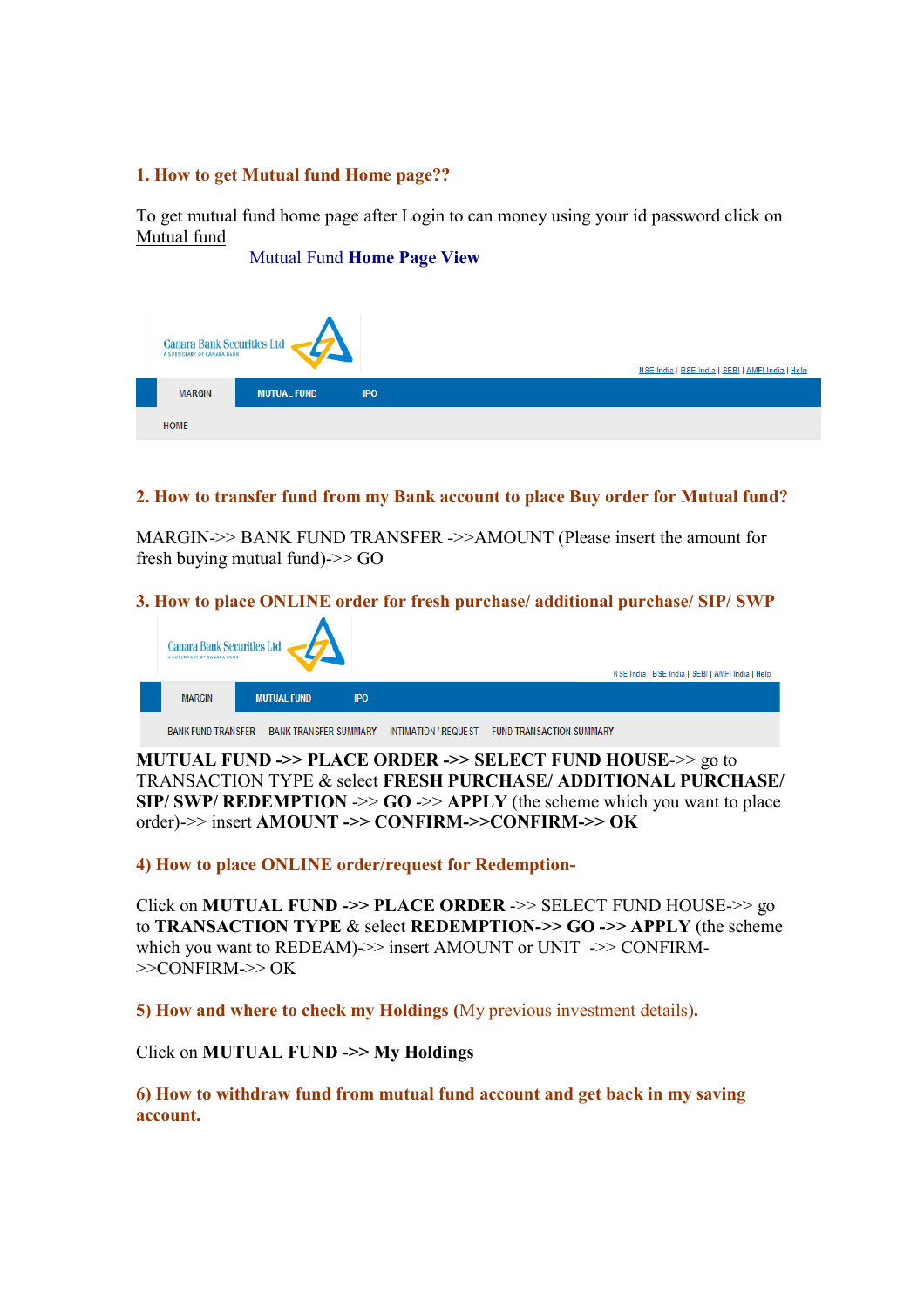## 1. How to get Mutual fund Home page??

To get mutual fund home page after Login to can money using your id password click on Mutual fund

Mutual Fund **Home Page View**

Canara Bank Securities Ltd
A SUBSIDIARY OF CANARA BANK

NSE India | BSE India | SEBI | AMFI India | Help

MARGIN | MUTUAL FUND | IPO

HOME

## 2. How to transfer fund from my Bank account to place Buy order for Mutual fund?

MARGIN->> BANK FUND TRANSFER ->>AMOUNT (Please insert the amount for fresh buying mutual fund)->> GO

## 3. How to place ONLINE order for fresh purchase/ additional purchase/ SIP/ SWP

Canara Bank Securities Ltd
A SUBSIDIARY OF CANARA BANK

NSE India | BSE India | SEBI | AMFI India | Help

MARGIN | MUTUAL FUND | IPO

BANK FUND TRANSFER | BANK TRANSFER SUMMARY | INTIMATION / REQUEST | FUND TRANSACTION SUMMARY

**MUTUAL FUND ->> PLACE ORDER ->> SELECT FUND HOUSE**->> go to TRANSACTION TYPE & select **FRESH PURCHASE/ ADDITIONAL PURCHASE/ SIP/ SWP/ REDEMPTION** ->> **GO** ->> **APPLY** (the scheme which you want to place order)->> insert **AMOUNT ->> CONFIRM->>CONFIRM->> OK**

## 4) How to place ONLINE order/request for Redemption-

Click on **MUTUAL FUND ->> PLACE ORDER** ->> SELECT FUND HOUSE->> go to **TRANSACTION TYPE** & select **REDEMPTION->> GO ->> APPLY** (the scheme which you want to REDEAM)->> insert AMOUNT or UNIT ->> CONFIRM->>CONFIRM->> OK

## 5) How and where to check my Holdings (My previous investment details).

Click on **MUTUAL FUND ->> My Holdings**

## 6) How to withdraw fund from mutual fund account and get back in my saving account.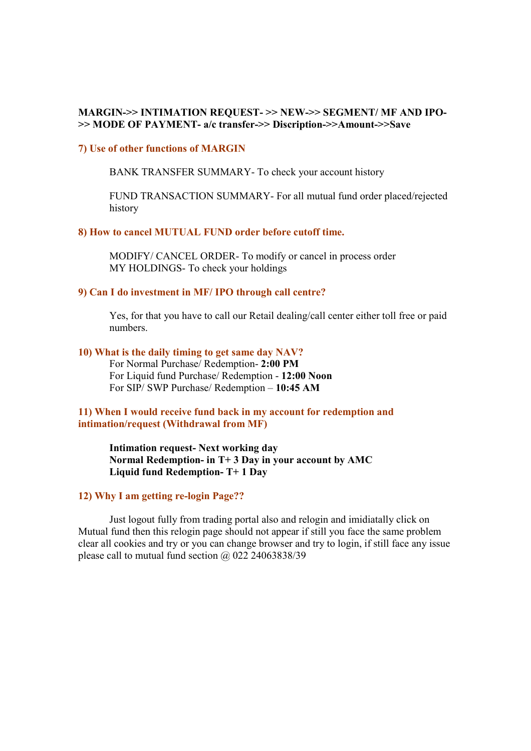**MARGIN->> INTIMATION REQUEST- >> NEW->> SEGMENT/ MF AND IPO- >> MODE OF PAYMENT- a/c transfer->> Discription->>Amount->>Save**

### 7) Use of other functions of MARGIN

BANK TRANSFER SUMMARY- To check your account history

FUND TRANSACTION SUMMARY- For all mutual fund order placed/rejected history

### 8) How to cancel MUTUAL FUND order before cutoff time.

MODIFY/ CANCEL ORDER- To modify or cancel in process order
MY HOLDINGS- To check your holdings

### 9) Can I do investment in MF/ IPO through call centre?

Yes, for that you have to call our Retail dealing/call center either toll free or paid numbers.

### 10) What is the daily timing to get same day NAV?

For Normal Purchase/ Redemption- **2:00 PM**
For Liquid fund Purchase/ Redemption - **12:00 Noon**
For SIP/ SWP Purchase/ Redemption – **10:45 AM**

### 11) When I would receive fund back in my account for redemption and intimation/request (Withdrawal from MF)

**Intimation request- Next working day**
**Normal Redemption- in T+ 3 Day in your account by AMC**
**Liquid fund Redemption- T+ 1 Day**

### 12) Why I am getting re-login Page??

Just logout fully from trading portal also and relogin and imidiatally click on Mutual fund then this relogin page should not appear if still you face the same problem clear all cookies and try or you can change browser and try to login, if still face any issue please call to mutual fund section @ 022 24063838/39